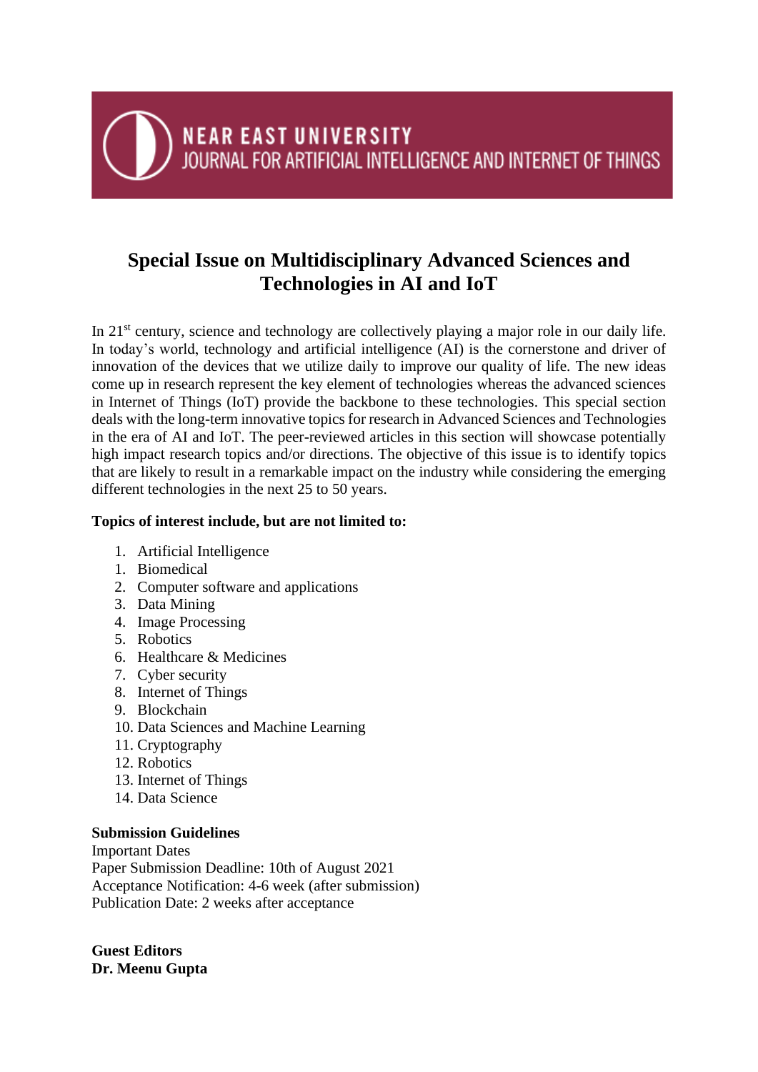NEAR EAST UNIVERSITY
JOURNAL FOR ARTIFICIAL INTELLIGENCE AND INTERNET OF THINGS

# Special Issue on Multidisciplinary Advanced Sciences and Technologies in AI and IoT

In 21st century, science and technology are collectively playing a major role in our daily life. In today's world, technology and artificial intelligence (AI) is the cornerstone and driver of innovation of the devices that we utilize daily to improve our quality of life. The new ideas come up in research represent the key element of technologies whereas the advanced sciences in Internet of Things (IoT) provide the backbone to these technologies. This special section deals with the long-term innovative topics for research in Advanced Sciences and Technologies in the era of AI and IoT. The peer-reviewed articles in this section will showcase potentially high impact research topics and/or directions. The objective of this issue is to identify topics that are likely to result in a remarkable impact on the industry while considering the emerging different technologies in the next 25 to 50 years.

**Topics of interest include, but are not limited to:**

1. Artificial Intelligence
1. Biomedical
2. Computer software and applications
3. Data Mining
4. Image Processing
5. Robotics
6. Healthcare & Medicines
7. Cyber security
8. Internet of Things
9. Blockchain
10. Data Sciences and Machine Learning
11. Cryptography
12. Robotics
13. Internet of Things
14. Data Science

**Submission Guidelines**

Important Dates
Paper Submission Deadline: 10th of August 2021
Acceptance Notification: 4-6 week (after submission)
Publication Date: 2 weeks after acceptance

**Guest Editors**
**Dr. Meenu Gupta**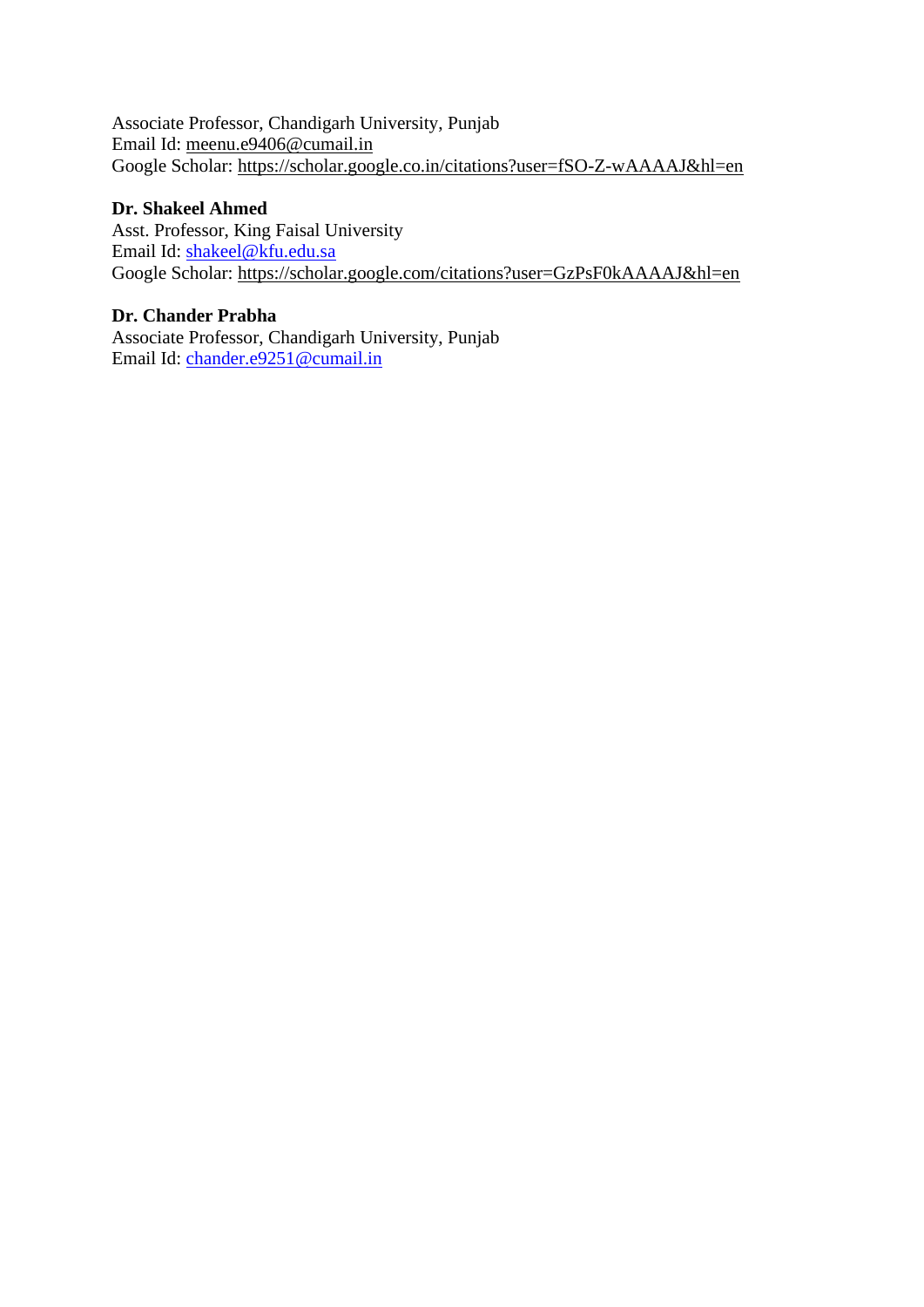Associate Professor, Chandigarh University, Punjab
Email Id: meenu.e9406@cumail.in
Google Scholar: https://scholar.google.co.in/citations?user=fSO-Z-wAAAAJ&hl=en

**Dr. Shakeel Ahmed**
Asst. Professor, King Faisal University
Email Id: shakeel@kfu.edu.sa
Google Scholar: https://scholar.google.com/citations?user=GzPsF0kAAAAJ&hl=en

**Dr. Chander Prabha**
Associate Professor, Chandigarh University, Punjab
Email Id: chander.e9251@cumail.in